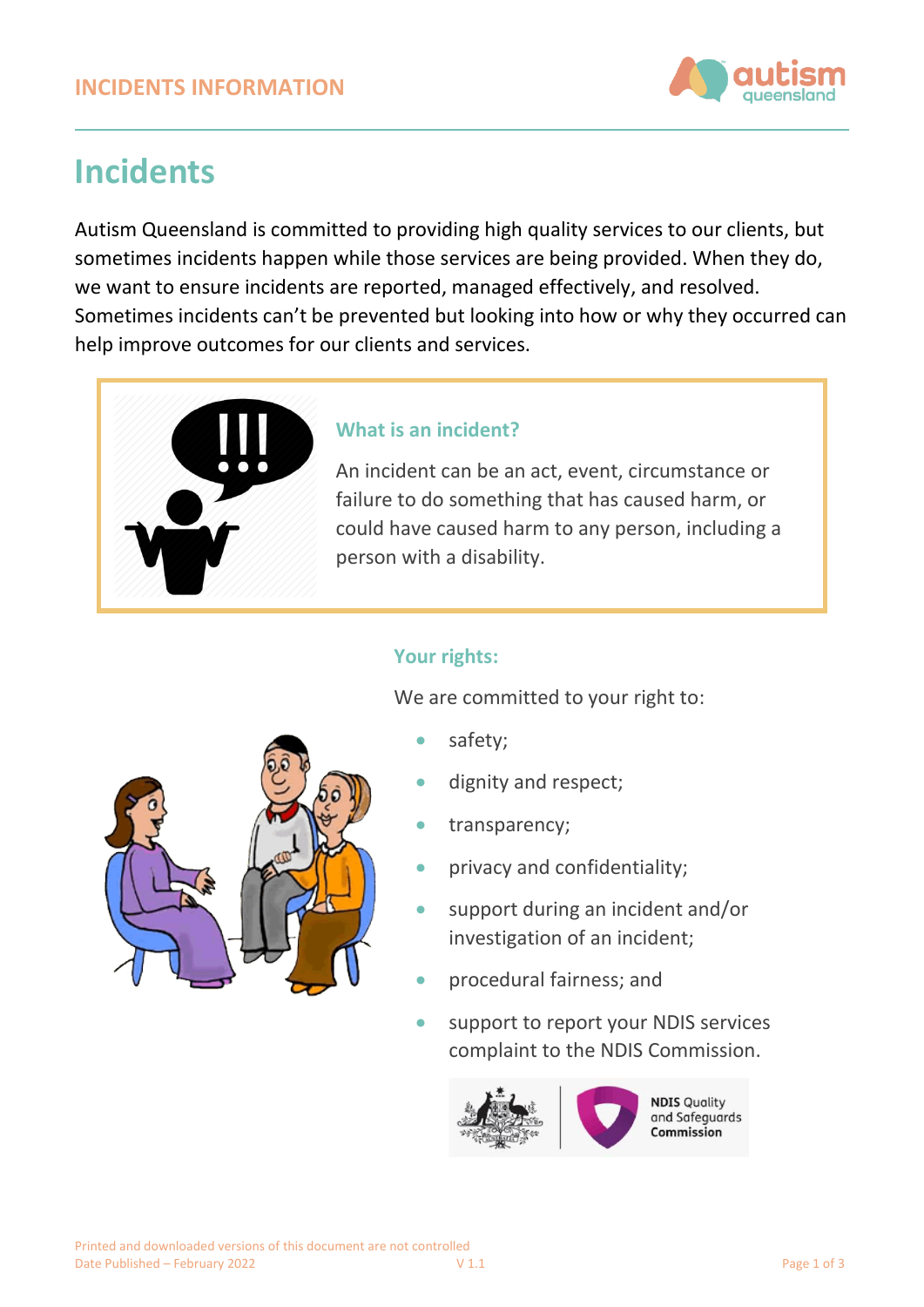# Incidents

Autism Queensland is committed to providing high quality services to our clients, but sometimes incidents happen while those services are being provided. When they do, we want to ensure incidents are reported, managed effectively, and resolved. Sometimes incidents can't be prevented but looking into how or why they occurred can help improve outcomes for our clients and services.

### What is an incident?

An incident can be an act, event, circumstance or failure to do something that has caused harm, or could have caused harm to any person, including a person with a disability.

### Your rights:

We are committed to your right to:

- safety;
- dignity and respect;
- transparency;
- privacy and confidentiality;
- support during an incident and/or investigation of an incident;
- procedural fairness; and
- support to report your NDIS services complaint to the NDIS Commission.

Printed and downloaded versions of this document are not controlled
Date Published – February 2022 V 1.1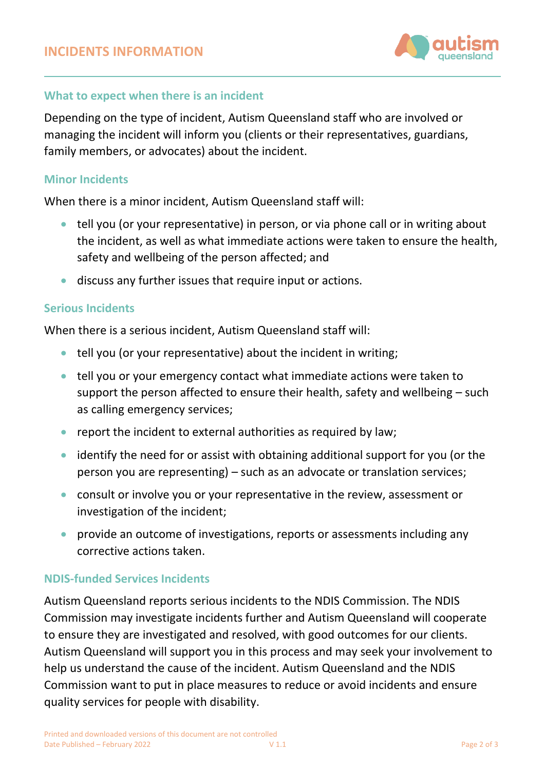## What to expect when there is an incident

Depending on the type of incident, Autism Queensland staff who are involved or managing the incident will inform you (clients or their representatives, guardians, family members, or advocates) about the incident.

### Minor Incidents

When there is a minor incident, Autism Queensland staff will:

- tell you (or your representative) in person, or via phone call or in writing about the incident, as well as what immediate actions were taken to ensure the health, safety and wellbeing of the person affected; and
- discuss any further issues that require input or actions.

### Serious Incidents

When there is a serious incident, Autism Queensland staff will:

- tell you (or your representative) about the incident in writing;
- tell you or your emergency contact what immediate actions were taken to support the person affected to ensure their health, safety and wellbeing – such as calling emergency services;
- report the incident to external authorities as required by law;
- identify the need for or assist with obtaining additional support for you (or the person you are representing) – such as an advocate or translation services;
- consult or involve you or your representative in the review, assessment or investigation of the incident;
- provide an outcome of investigations, reports or assessments including any corrective actions taken.

### NDIS-funded Services Incidents

Autism Queensland reports serious incidents to the NDIS Commission. The NDIS Commission may investigate incidents further and Autism Queensland will cooperate to ensure they are investigated and resolved, with good outcomes for our clients. Autism Queensland will support you in this process and may seek your involvement to help us understand the cause of the incident. Autism Queensland and the NDIS Commission want to put in place measures to reduce or avoid incidents and ensure quality services for people with disability.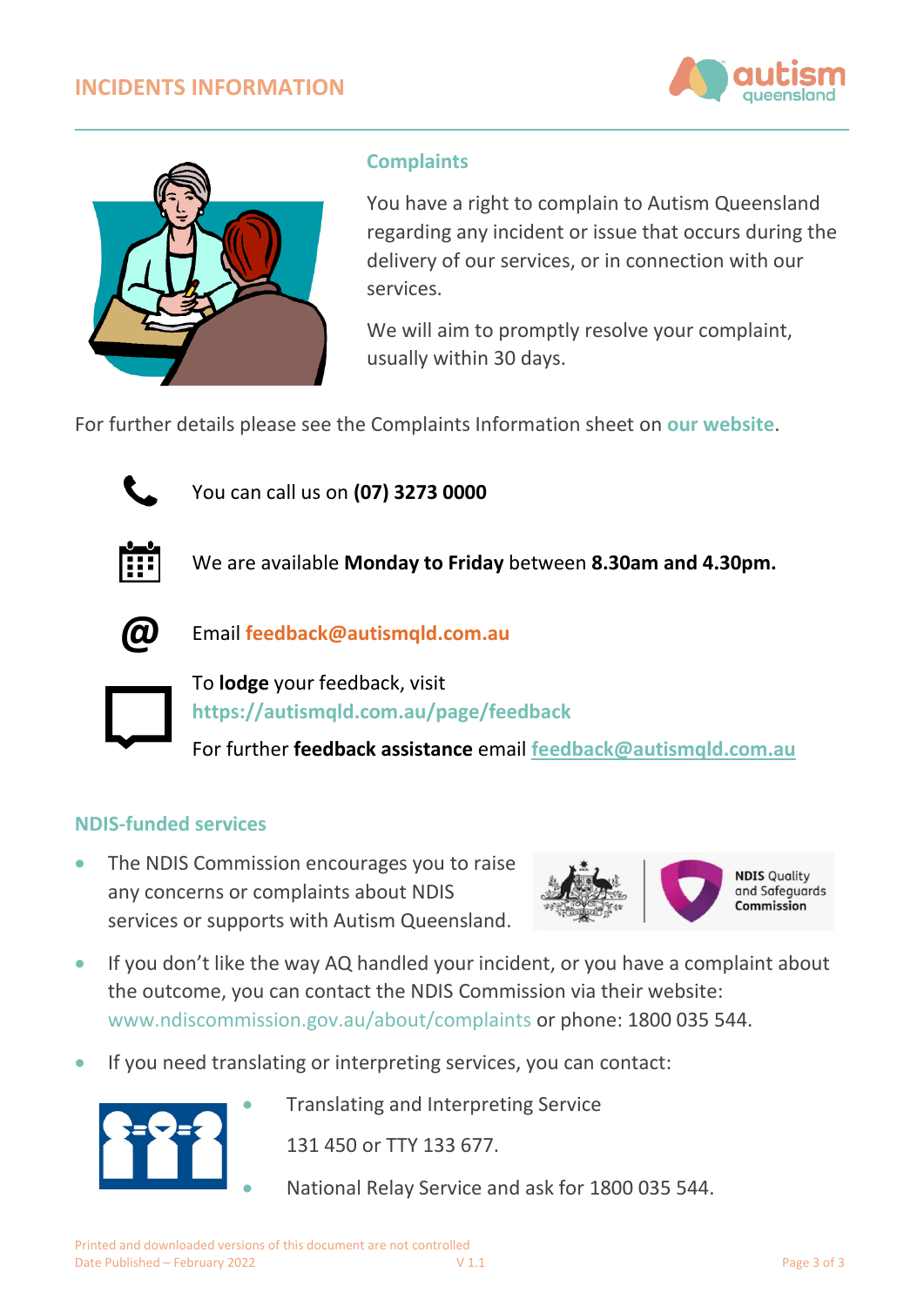# INCIDENTS INFORMATION

## Complaints

You have a right to complain to Autism Queensland regarding any incident or issue that occurs during the delivery of our services, or in connection with our services.

We will aim to promptly resolve your complaint, usually within 30 days.

For further details please see the Complaints Information sheet on **our website**.

You can call us on **(07) 3273 0000**

We are available **Monday to Friday** between **8.30am and 4.30pm.**

Email **feedback@autismqld.com.au**

To **lodge** your feedback, visit **https://autismqld.com.au/page/feedback**

For further **feedback assistance** email feedback@autismqld.com.au

## NDIS-funded services

- The NDIS Commission encourages you to raise any concerns or complaints about NDIS services or supports with Autism Queensland.
- If you don't like the way AQ handled your incident, or you have a complaint about the outcome, you can contact the NDIS Commission via their website: www.ndiscommission.gov.au/about/complaints or phone: 1800 035 544.
- If you need translating or interpreting services, you can contact:
  - Translating and Interpreting Service

    131 450 or TTY 133 677.
  - National Relay Service and ask for 1800 035 544.

Printed and downloaded versions of this document are not controlled
Date Published – February 2022 V 1.1